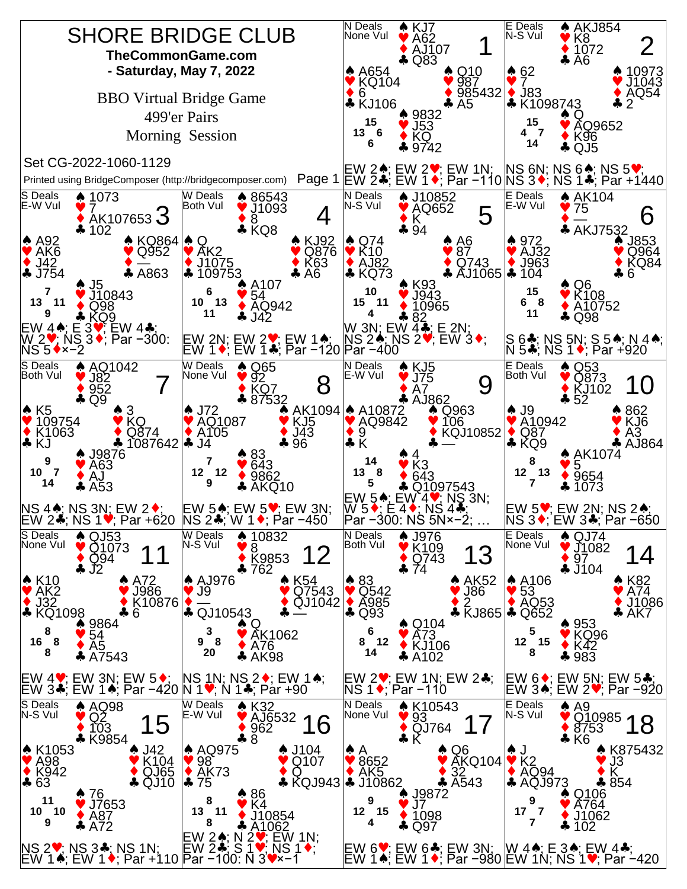# SHORE BRIDGE CLUB

**TheCommonGame.com**

**- Saturday, May 7, 2022**

BBO Virtual Bridge Game

499'er Pairs

Morning Session

Set CG-2022-1060-1129

Printed using BridgeComposer (http://bridgecomposer.com)

## Board 1
N Deals, None Vul

North: ♠ KJ7 ♥ A62 ♦ AJ107 ♣ Q83

West: ♠ A654 ♥ KQ104 ♦ 6 ♣ KJ106

East: ♠ Q10 ♥ 987 ♦ 985432 ♣ A5

South: ♠ 9832 ♥ J53 ♦ KQ ♣ 9742

HCP: N 15, W 13, E 6, S 6

EW 2♠; EW 2♥; EW 1N; EW 2♣; EW 1♦; Par −110

## Board 2
E Deals, N-S Vul

North: ♠ AKJ854 ♥ K8 ♦ 1072 ♣ A6

West: ♠ 62 ♥ 7 ♦ J83 ♣ K1098743

East: ♠ 10973 ♥ J1043 ♦ AQ54 ♣ 2

South: ♠ Q ♥ AQ9652 ♦ K96 ♣ QJ5

HCP: N 15, W 4, E 7, S 14

NS 6N; NS 6♠; NS 5♥; NS 3♦; NS 1♣; Par +1440

## Board 3
S Deals, E-W Vul

North: ♠ 1073 ♥ 7 ♦ AK107653 ♣ 102

West: ♠ A92 ♥ AK6 ♦ J42 ♣ J754

East: ♠ KQ864 ♥ Q952 ♦ — ♣ A863

South: ♠ J5 ♥ J10843 ♦ Q98 ♣ KQ9

HCP: N 7, W 13, E 11, S 9

EW 4♠; E 3♥; EW 4♣; W 2♥; NS 3♦; Par −300: NS 5♦×−2

## Board 4
W Deals, Both Vul

North: ♠ 86543 ♥ J1093 ♦ 8 ♣ KQ8

West: ♠ Q ♥ AK2 ♦ J1075 ♣ 109753

East: ♠ KJ92 ♥ Q876 ♦ K63 ♣ A6

South: ♠ A107 ♥ 54 ♦ AQ942 ♣ J42

HCP: N 6, W 10, E 13, S 11

EW 2N; EW 2♥; EW 1♠; EW 1♦; EW 1♣; Par −120

## Board 5
N Deals, N-S Vul

North: ♠ J10852 ♥ AQ652 ♦ K ♣ 94

West: ♠ Q74 ♥ K10 ♦ AJ82 ♣ KQ73

East: ♠ A6 ♥ 87 ♦ Q743 ♣ AJ1065

South: ♠ K93 ♥ J943 ♦ 10965 ♣ 82

HCP: N 10, W 15, E 11, S 4

W 3N; EW 4♣; E 2N; NS 2♠; NS 2♥; EW 3♦; Par −400

## Board 6
E Deals, E-W Vul

North: ♠ AK104 ♥ 75 ♦ — ♣ AKJ7532

West: ♠ 972 ♥ AJ32 ♦ J963 ♣ 104

East: ♠ J853 ♥ Q964 ♦ KQ84 ♣ 6

South: ♠ Q6 ♥ K108 ♦ A10752 ♣ Q98

HCP: N 15, W 6, E 8, S 11

S 6♣; NS 5N; S 5♠; N 4♠; N 5♣; NS 1♦; Par +920

## Board 7
S Deals, Both Vul

North: ♠ AQ1042 ♥ J82 ♦ 952 ♣ Q9

West: ♠ K5 ♥ 109754 ♦ K1063 ♣ KJ

East: ♠ 3 ♥ KQ ♦ Q874 ♣ 1087642

South: ♠ J9876 ♥ A63 ♦ AJ ♣ A53

HCP: N 9, W 10, E 7, S 14

NS 4♠; NS 3N; EW 2♦; EW 2♣; NS 1♥; Par +620

## Board 8
W Deals, None Vul

North: ♠ Q65 ♥ 92 ♦ KQ7 ♣ 87532

West: ♠ J72 ♥ AQ1087 ♦ A105 ♣ J4

East: ♠ AK1094 ♥ KJ5 ♦ J43 ♣ 96

South: ♠ 83 ♥ 643 ♦ 9862 ♣ AKQ10

HCP: N 7, W 12, E 12, S 9

EW 5♠; EW 5♥; EW 3N; NS 2♣; W 1♦; Par −450

## Board 9
N Deals, E-W Vul

North: ♠ KJ5 ♥ J75 ♦ A7 ♣ AJ862

West: ♠ A10872 ♥ AQ9842 ♦ 9 ♣ K

East: ♠ Q963 ♥ 106 ♦ KQJ10852 ♣ —

South: ♠ 4 ♥ K3 ♦ 643 ♣ Q1097543

HCP: N 14, W 13, E 8, S 5

EW 5♠; EW 4♥; NS 3N; W 5♦; E 4♦; NS 4♣; Par −300: NS 5N×−2; …

## Board 10
E Deals, Both Vul

North: ♠ Q53 ♥ Q873 ♦ KJ102 ♣ 52

West: ♠ J9 ♥ A10942 ♦ Q87 ♣ KQ9

East: ♠ 862 ♥ KJ6 ♦ A3 ♣ AJ864

South: ♠ AK1074 ♥ 5 ♦ 9654 ♣ 1073

HCP: N 8, W 12, E 13, S 7

EW 5♥; EW 2N; NS 2♠; NS 3♦; EW 3♣; Par −650

## Board 11
S Deals, None Vul

North: ♠ QJ53 ♥ Q1073 ♦ Q94 ♣ J2

West: ♠ K10 ♥ AK2 ♦ J32 ♣ KQ1098

East: ♠ A72 ♥ J986 ♦ K10876 ♣ 6

South: ♠ 9864 ♥ 54 ♦ A5 ♣ A7543

HCP: N 8, W 16, E 8, S 8

EW 4♥; EW 3N; EW 5♦; EW 3♣; EW 1♠; Par −420

## Board 12
W Deals, N-S Vul

North: ♠ 10832 ♥ 8 ♦ K9853 ♣ 762

West: ♠ AJ976 ♥ J9 ♦ — ♣ QJ10543

East: ♠ K54 ♥ Q7543 ♦ QJ1042 ♣ —

South: ♠ Q ♥ AK1062 ♦ A76 ♣ AK98

HCP: N 3, W 9, E 8, S 20

NS 1N; NS 2♦; EW 1♠; N 1♥; N 1♣; Par +90

## Board 13
N Deals, Both Vul

North: ♠ J976 ♥ K109 ♦ Q743 ♣ 74

West: ♠ 83 ♥ Q542 ♦ A985 ♣ Q93

East: ♠ AK52 ♥ J86 ♦ 2 ♣ KJ865

South: ♠ Q104 ♥ A73 ♦ KJ106 ♣ A102

HCP: N 6, W 8, E 12, S 14

EW 2♥; EW 1N; EW 2♣; NS 1♦; Par −110

## Board 14
E Deals, None Vul

North: ♠ QJ74 ♥ J1082 ♦ 97 ♣ J104

West: ♠ A106 ♥ 53 ♦ AQ53 ♣ Q652

East: ♠ K82 ♥ A74 ♦ J1086 ♣ AK7

South: ♠ 953 ♥ KQ96 ♦ K42 ♣ 983

HCP: N 5, W 12, E 15, S 8

EW 6♦; EW 5N; EW 5♣; EW 3♠; EW 2♥; Par −920

## Board 15
S Deals, N-S Vul

North: ♠ AQ98 ♥ Q2 ♦ 103 ♣ K9854

West: ♠ K1053 ♥ A98 ♦ K942 ♣ 63

East: ♠ J42 ♥ K104 ♦ QJ65 ♣ QJ10

South: ♠ 76 ♥ J7653 ♦ A87 ♣ A72

HCP: N 11, W 10, E 10, S 9

NS 2♥; NS 3♣; NS 1N; EW 1♠; EW 1♦; Par +110

## Board 16
W Deals, E-W Vul

North: ♠ K32 ♥ AJ6532 ♦ 962 ♣ 8

West: ♠ AQ975 ♥ 98 ♦ AK73 ♣ 75

East: ♠ J104 ♥ Q107 ♦ Q ♣ KQJ943

South: ♠ 86 ♥ K4 ♦ J10854 ♣ A1062

HCP: N 8, W 13, E 11, S 8

EW 2♠; N 2♥; EW 1N; EW 2♣; S 1♥; NS 1♦; Par −100: N 3♥×−1

## Board 17
N Deals, None Vul

North: ♠ K10543 ♥ 93 ♦ QJ764 ♣ K

West: ♠ A ♥ 8652 ♦ AK5 ♣ J10862

East: ♠ Q6 ♥ AKQ104 ♦ 32 ♣ A543

South: ♠ J9872 ♥ J7 ♦ 1098 ♣ Q97

HCP: N 9, W 12, E 15, S 4

EW 6♥; EW 6♣; EW 3N; EW 1♠; EW 1♦; Par −980

## Board 18
E Deals, N-S Vul

North: ♠ A9 ♥ Q10985 ♦ 8753 ♣ K6

West: ♠ J ♥ K2 ♦ AQ94 ♣ AQJ973

East: ♠ K875432 ♥ J3 ♦ K ♣ 854

South: ♠ Q106 ♥ A764 ♦ J1062 ♣ 102

HCP: N 9, W 17, E 7, S 7

W 4♠; E 3♠; EW 4♣; EW 1N; NS 1♥; Par −420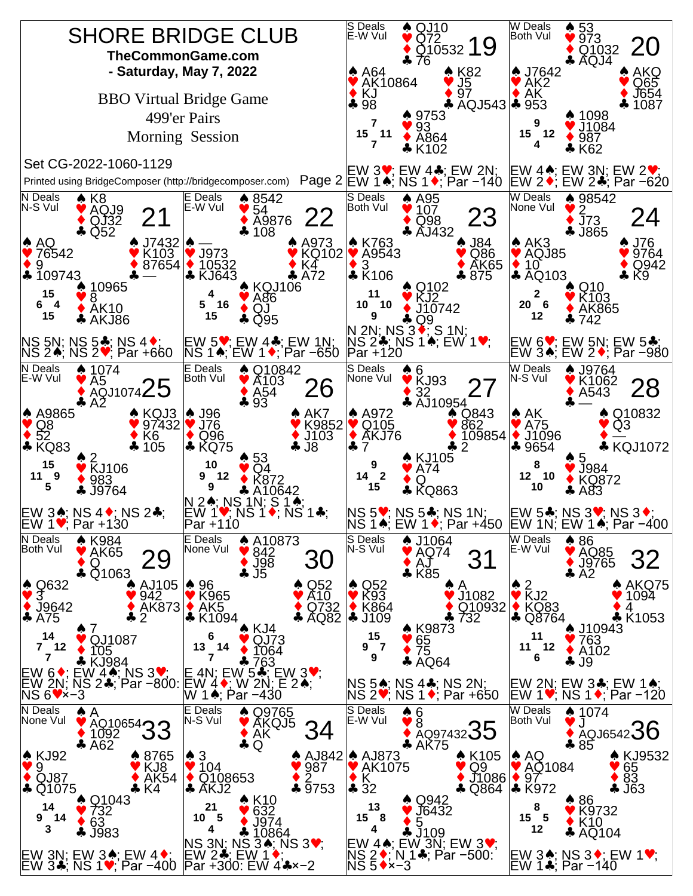# SHORE BRIDGE CLUB

**TheCommonGame.com**

**- Saturday, May 7, 2022**

BBO Virtual Bridge Game

499'er Pairs

Morning Session

Set CG-2022-1060-1129

Printed using BridgeComposer (http://bridgecomposer.com)

---

## Board 19

S Deals, E-W Vul

North: ♠ QJ10 ♥ Q72 ♦ Q10532 ♣ 76

West: ♠ A64 ♥ AK10864 ♦ KJ ♣ 98

East: ♠ K82 ♥ J5 ♦ 97 ♣ AQJ543

South: ♠ 9753 ♥ 93 ♦ A864 ♣ K102

HCP: N 7, E 11, S 7, W 15

EW 3♥; EW 4♣; EW 2N; EW 1♠; NS 1♦; Par −140

## Board 20

W Deals, Both Vul

North: ♠ 53 ♥ 973 ♦ Q1032 ♣ AQJ4

West: ♠ J7642 ♥ AK2 ♦ AK ♣ 953

East: ♠ AKQ ♥ Q65 ♦ J654 ♣ 1087

South: ♠ 1098 ♥ J1084 ♦ 987 ♣ K62

HCP: N 9, E 12, S 4, W 15

EW 4♠; EW 3N; EW 2♥; EW 2♦; EW 2♣; Par −620

## Board 21

N Deals, N-S Vul

North: ♠ K8 ♥ AQJ9 ♦ QJ32 ♣ Q52

West: ♠ AQ ♥ 76542 ♦ 9 ♣ 109743

East: ♠ J7432 ♥ K103 ♦ 87654 ♣ —

South: ♠ 10965 ♥ 8 ♦ AK10 ♣ AKJ86

HCP: N 15, E 4, S 15, W 6

NS 5N; NS 5♣; NS 4♦; NS 2♠; NS 2♥; Par +660

## Board 22

E Deals, E-W Vul

North: ♠ 8542 ♥ 54 ♦ A9876 ♣ 108

West: ♠ — ♥ J973 ♦ 10532 ♣ KJ643

East: ♠ A973 ♥ KQ102 ♦ K4 ♣ A72

South: ♠ KQJ106 ♥ A86 ♦ QJ ♣ Q95

HCP: N 4, E 16, S 15, W 5

EW 5♥; EW 4♣; EW 1N; NS 1♠; EW 1♦; Par −650

## Board 23

S Deals, Both Vul

North: ♠ A95 ♥ 107 ♦ Q98 ♣ AJ432

West: ♠ K763 ♥ A9543 ♦ 3 ♣ K106

East: ♠ J84 ♥ Q86 ♦ AK65 ♣ 875

South: ♠ Q102 ♥ KJ2 ♦ J10742 ♣ Q9

HCP: N 11, E 10, S 9, W 10

N 2N; NS 3♦; S 1N; NS 2♣; NS 1♠; EW 1♥; Par +120

## Board 24

W Deals, None Vul

North: ♠ 98542 ♥ 2 ♦ J73 ♣ J865

West: ♠ AK3 ♥ AQJ85 ♦ 10 ♣ AQ103

East: ♠ J76 ♥ 9764 ♦ Q942 ♣ K9

South: ♠ Q10 ♥ K103 ♦ AK865 ♣ 742

HCP: N 2, E 6, S 12, W 20

EW 6♥; EW 5N; EW 5♣; EW 3♠; EW 2♦; Par −980

## Board 25

N Deals, E-W Vul

North: ♠ 1074 ♥ A5 ♦ AQJ1074 ♣ A2

West: ♠ A9865 ♥ Q8 ♦ 52 ♣ KQ83

East: ♠ KQJ3 ♥ 97432 ♦ K6 ♣ 105

South: ♠ 2 ♥ KJ106 ♦ 983 ♣ J9764

HCP: N 15, E 9, S 5, W 11

EW 3♠; NS 4♦; NS 2♣; EW 1♥; Par +130

## Board 26

E Deals, Both Vul

North: ♠ Q10842 ♥ A103 ♦ A54 ♣ 93

West: ♠ J96 ♥ J76 ♦ Q96 ♣ KQ75

East: ♠ AK7 ♥ K9852 ♦ J103 ♣ J8

South: ♠ 53 ♥ Q4 ♦ K872 ♣ A10642

HCP: N 10, E 12, S 9, W 9

N 2♠; NS 1N; S 1♠; EW 1♥; NS 1♦; NS 1♣; Par +110

## Board 27

S Deals, None Vul

North: ♠ 6 ♥ KJ93 ♦ 32 ♣ AJ10954

West: ♠ A972 ♥ Q105 ♦ AKJ76 ♣ 7

East: ♠ Q843 ♥ 862 ♦ 109854 ♣ 2

South: ♠ KJ105 ♥ A74 ♦ Q ♣ KQ863

HCP: N 9, E 2, S 15, W 14

NS 5♥; NS 5♣; NS 1N; NS 1♠; EW 1♦; Par +450

## Board 28

W Deals, N-S Vul

North: ♠ J9764 ♥ K1062 ♦ A543 ♣ —

West: ♠ AK ♥ A75 ♦ J1096 ♣ 9654

East: ♠ Q10832 ♥ Q3 ♦ — ♣ KQJ1072

South: ♠ 5 ♥ J984 ♦ KQ872 ♣ A83

HCP: N 8, E 10, S 10, W 12

EW 5♣; NS 3♥; NS 3♦; EW 1N; EW 1♠; Par −400

## Board 29

N Deals, Both Vul

North: ♠ K984 ♥ AK65 ♦ Q ♣ Q1063

West: ♠ Q632 ♥ 3 ♦ J9642 ♣ A75

East: ♠ AJ105 ♥ 942 ♦ AK873 ♣ 2

South: ♠ 7 ♥ QJ1087 ♦ 105 ♣ KJ984

HCP: N 14, E 12, S 7, W 7

EW 6♦; EW 4♠; NS 3♥; EW 2N; NS 2♣; Par −800: NS 6♥×−3

## Board 30

E Deals, None Vul

North: ♠ A10873 ♥ 842 ♦ J98 ♣ J5

West: ♠ 96 ♥ K965 ♦ AK5 ♣ K1094

East: ♠ Q52 ♥ A10 ♦ Q732 ♣ AQ82

South: ♠ KJ4 ♥ QJ73 ♦ 1064 ♣ 763

HCP: N 6, E 14, S 7, W 13

E 4N; EW 5♣; EW 3♥; EW 4♦; W 2N; E 2♠; W 1♠; Par −430

## Board 31

S Deals, N-S Vul

North: ♠ J1064 ♥ AQ74 ♦ AJ ♣ K85

West: ♠ Q52 ♥ K93 ♦ K864 ♣ J109

East: ♠ A ♥ J1082 ♦ Q10932 ♣ 732

South: ♠ K9873 ♥ 65 ♦ 75 ♣ AQ64

HCP: N 15, E 7, S 9, W 9

NS 5♠; NS 4♣; NS 2N; NS 2♥; NS 1♦; Par +650

## Board 32

W Deals, E-W Vul

North: ♠ 86 ♥ AQ85 ♦ J9765 ♣ A2

West: ♠ 2 ♥ KJ2 ♦ KQ83 ♣ Q8764

East: ♠ AKQ75 ♥ 1094 ♦ 4 ♣ K1053

South: ♠ J10943 ♥ 763 ♦ A102 ♣ J9

HCP: N 11, E 12, S 6, W 11

EW 2N; EW 3♣; EW 1♠; EW 1♥; NS 1♦; Par −120

## Board 33

N Deals, None Vul

North: ♠ A ♥ AQ10654 ♦ 1092 ♣ A62

West: ♠ KJ92 ♥ 9 ♦ QJ87 ♣ Q1075

East: ♠ 8765 ♥ KJ8 ♦ AK54 ♣ K4

South: ♠ Q1043 ♥ 732 ♦ 63 ♣ J983

HCP: N 14, E 14, S 3, W 9

EW 3N; EW 3♠; EW 4♦; EW 3♣; NS 1♥; Par −400

## Board 34

E Deals, N-S Vul

North: ♠ Q9765 ♥ AKQJ5 ♦ AK ♣ Q

West: ♠ 3 ♥ 104 ♦ Q108653 ♣ AKJ2

East: ♠ AJ842 ♥ 987 ♦ 2 ♣ 9753

South: ♠ K10 ♥ 632 ♦ J974 ♣ 10864

HCP: N 21, E 5, S 4, W 10

NS 3N; NS 3♠; NS 3♥; EW 2♣; EW 1♦; Par +300: EW 4♣×−2

## Board 35

S Deals, E-W Vul

North: ♠ 6 ♥ 8 ♦ AQ97432 ♣ AK75

West: ♠ AJ873 ♥ AK1075 ♦ K ♣ 32

East: ♠ K105 ♥ Q9 ♦ J1086 ♣ Q864

South: ♠ Q942 ♥ J6432 ♦ 5 ♣ J109

HCP: N 13, E 8, S 4, W 15

EW 4♠; EW 3N; EW 3♥; NS 2♦; N 1♣; Par −500: NS 5♦×−3

## Board 36

W Deals, Both Vul

North: ♠ 1074 ♥ J ♦ AQJ6542 ♣ 85

West: ♠ AQ ♥ AQ1084 ♦ 97 ♣ K972

East: ♠ KJ9532 ♥ 65 ♦ 83 ♣ J63

South: ♠ 86 ♥ K9732 ♦ K10 ♣ AQ104

HCP: N 8, E 5, S 12, W 15

EW 3♠; NS 3♦; EW 1♥; EW 1♣; Par −140